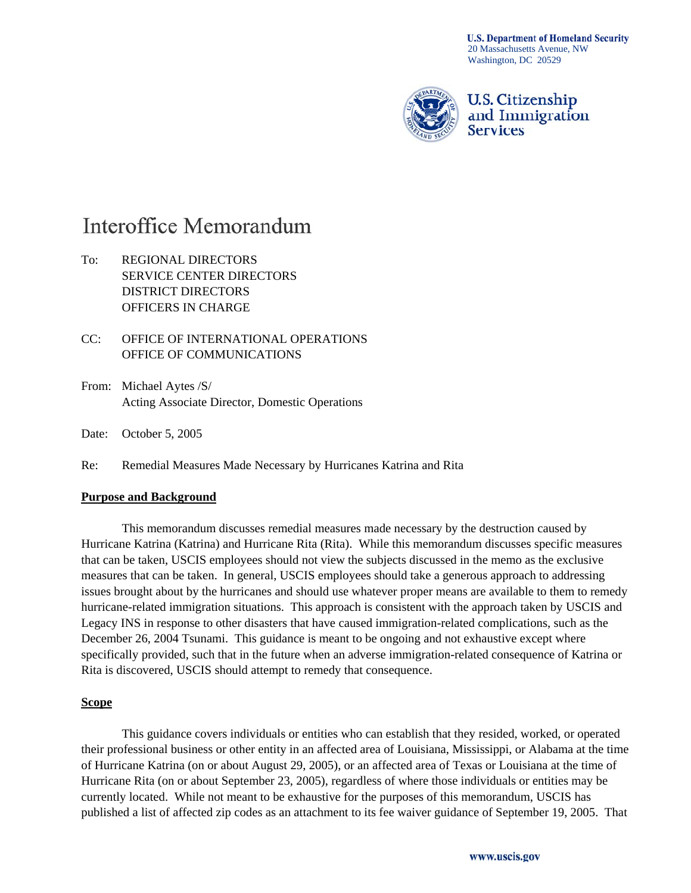**U.S. Department of Homeland Security**
20 Massachusetts Avenue, NW
Washington, DC 20529

**U.S. Citizenship and Immigration Services**

# Interoffice Memorandum

To: REGIONAL DIRECTORS
SERVICE CENTER DIRECTORS
DISTRICT DIRECTORS
OFFICERS IN CHARGE

CC: OFFICE OF INTERNATIONAL OPERATIONS
OFFICE OF COMMUNICATIONS

From: Michael Aytes /S/
Acting Associate Director, Domestic Operations

Date: October 5, 2005

Re: Remedial Measures Made Necessary by Hurricanes Katrina and Rita

## Purpose and Background

This memorandum discusses remedial measures made necessary by the destruction caused by Hurricane Katrina (Katrina) and Hurricane Rita (Rita). While this memorandum discusses specific measures that can be taken, USCIS employees should not view the subjects discussed in the memo as the exclusive measures that can be taken. In general, USCIS employees should take a generous approach to addressing issues brought about by the hurricanes and should use whatever proper means are available to them to remedy hurricane-related immigration situations. This approach is consistent with the approach taken by USCIS and Legacy INS in response to other disasters that have caused immigration-related complications, such as the December 26, 2004 Tsunami. This guidance is meant to be ongoing and not exhaustive except where specifically provided, such that in the future when an adverse immigration-related consequence of Katrina or Rita is discovered, USCIS should attempt to remedy that consequence.

## Scope

This guidance covers individuals or entities who can establish that they resided, worked, or operated their professional business or other entity in an affected area of Louisiana, Mississippi, or Alabama at the time of Hurricane Katrina (on or about August 29, 2005), or an affected area of Texas or Louisiana at the time of Hurricane Rita (on or about September 23, 2005), regardless of where those individuals or entities may be currently located. While not meant to be exhaustive for the purposes of this memorandum, USCIS has published a list of affected zip codes as an attachment to its fee waiver guidance of September 19, 2005. That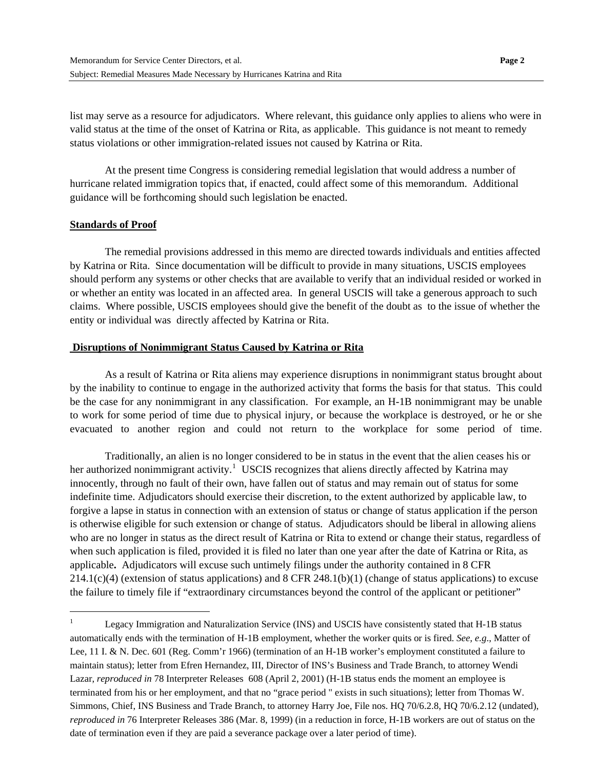list may serve as a resource for adjudicators. Where relevant, this guidance only applies to aliens who were in valid status at the time of the onset of Katrina or Rita, as applicable. This guidance is not meant to remedy status violations or other immigration-related issues not caused by Katrina or Rita.

At the present time Congress is considering remedial legislation that would address a number of hurricane related immigration topics that, if enacted, could affect some of this memorandum. Additional guidance will be forthcoming should such legislation be enacted.

**Standards of Proof**

The remedial provisions addressed in this memo are directed towards individuals and entities affected by Katrina or Rita. Since documentation will be difficult to provide in many situations, USCIS employees should perform any systems or other checks that are available to verify that an individual resided or worked in or whether an entity was located in an affected area. In general USCIS will take a generous approach to such claims. Where possible, USCIS employees should give the benefit of the doubt as to the issue of whether the entity or individual was directly affected by Katrina or Rita.

**Disruptions of Nonimmigrant Status Caused by Katrina or Rita**

As a result of Katrina or Rita aliens may experience disruptions in nonimmigrant status brought about by the inability to continue to engage in the authorized activity that forms the basis for that status. This could be the case for any nonimmigrant in any classification. For example, an H-1B nonimmigrant may be unable to work for some period of time due to physical injury, or because the workplace is destroyed, or he or she evacuated to another region and could not return to the workplace for some period of time.

Traditionally, an alien is no longer considered to be in status in the event that the alien ceases his or her authorized nonimmigrant activity.[1] USCIS recognizes that aliens directly affected by Katrina may innocently, through no fault of their own, have fallen out of status and may remain out of status for some indefinite time. Adjudicators should exercise their discretion, to the extent authorized by applicable law, to forgive a lapse in status in connection with an extension of status or change of status application if the person is otherwise eligible for such extension or change of status. Adjudicators should be liberal in allowing aliens who are no longer in status as the direct result of Katrina or Rita to extend or change their status, regardless of when such application is filed, provided it is filed no later than one year after the date of Katrina or Rita, as applicable**.** Adjudicators will excuse such untimely filings under the authority contained in 8 CFR 214.1(c)(4) (extension of status applications) and 8 CFR 248.1(b)(1) (change of status applications) to excuse the failure to timely file if "extraordinary circumstances beyond the control of the applicant or petitioner"

---

[1] Legacy Immigration and Naturalization Service (INS) and USCIS have consistently stated that H-1B status automatically ends with the termination of H-1B employment, whether the worker quits or is fired. *See, e.g*., Matter of Lee, 11 I. & N. Dec. 601 (Reg. Comm'r 1966) (termination of an H-1B worker's employment constituted a failure to maintain status); letter from Efren Hernandez, III, Director of INS's Business and Trade Branch, to attorney Wendi Lazar, *reproduced in* 78 Interpreter Releases 608 (April 2, 2001) (H-1B status ends the moment an employee is terminated from his or her employment, and that no "grace period " exists in such situations); letter from Thomas W. Simmons, Chief, INS Business and Trade Branch, to attorney Harry Joe, File nos. HQ 70/6.2.8, HQ 70/6.2.12 (undated), *reproduced in* 76 Interpreter Releases 386 (Mar. 8, 1999) (in a reduction in force, H-1B workers are out of status on the date of termination even if they are paid a severance package over a later period of time).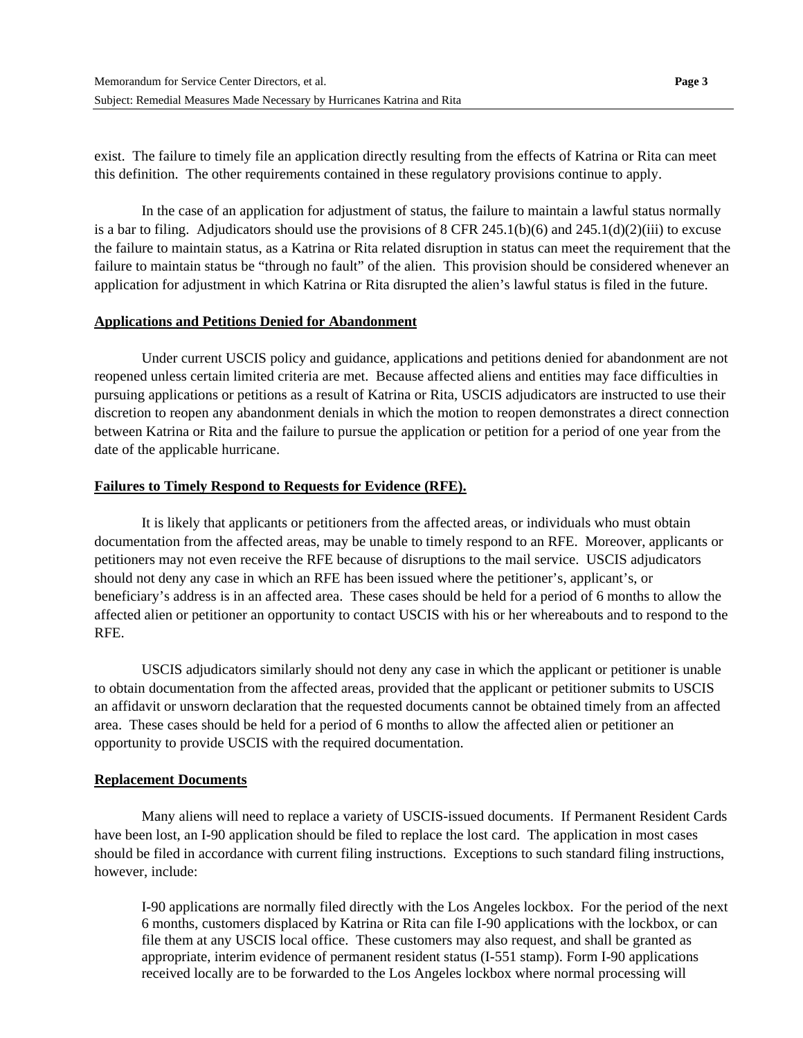exist. The failure to timely file an application directly resulting from the effects of Katrina or Rita can meet this definition. The other requirements contained in these regulatory provisions continue to apply.

In the case of an application for adjustment of status, the failure to maintain a lawful status normally is a bar to filing. Adjudicators should use the provisions of 8 CFR 245.1(b)(6) and 245.1(d)(2)(iii) to excuse the failure to maintain status, as a Katrina or Rita related disruption in status can meet the requirement that the failure to maintain status be "through no fault" of the alien. This provision should be considered whenever an application for adjustment in which Katrina or Rita disrupted the alien's lawful status is filed in the future.

**Applications and Petitions Denied for Abandonment**

Under current USCIS policy and guidance, applications and petitions denied for abandonment are not reopened unless certain limited criteria are met. Because affected aliens and entities may face difficulties in pursuing applications or petitions as a result of Katrina or Rita, USCIS adjudicators are instructed to use their discretion to reopen any abandonment denials in which the motion to reopen demonstrates a direct connection between Katrina or Rita and the failure to pursue the application or petition for a period of one year from the date of the applicable hurricane.

**Failures to Timely Respond to Requests for Evidence (RFE).**

It is likely that applicants or petitioners from the affected areas, or individuals who must obtain documentation from the affected areas, may be unable to timely respond to an RFE. Moreover, applicants or petitioners may not even receive the RFE because of disruptions to the mail service. USCIS adjudicators should not deny any case in which an RFE has been issued where the petitioner's, applicant's, or beneficiary's address is in an affected area. These cases should be held for a period of 6 months to allow the affected alien or petitioner an opportunity to contact USCIS with his or her whereabouts and to respond to the RFE.

USCIS adjudicators similarly should not deny any case in which the applicant or petitioner is unable to obtain documentation from the affected areas, provided that the applicant or petitioner submits to USCIS an affidavit or unsworn declaration that the requested documents cannot be obtained timely from an affected area. These cases should be held for a period of 6 months to allow the affected alien or petitioner an opportunity to provide USCIS with the required documentation.

**Replacement Documents**

Many aliens will need to replace a variety of USCIS-issued documents. If Permanent Resident Cards have been lost, an I-90 application should be filed to replace the lost card. The application in most cases should be filed in accordance with current filing instructions. Exceptions to such standard filing instructions, however, include:

> I-90 applications are normally filed directly with the Los Angeles lockbox. For the period of the next 6 months, customers displaced by Katrina or Rita can file I-90 applications with the lockbox, or can file them at any USCIS local office. These customers may also request, and shall be granted as appropriate, interim evidence of permanent resident status (I-551 stamp). Form I-90 applications received locally are to be forwarded to the Los Angeles lockbox where normal processing will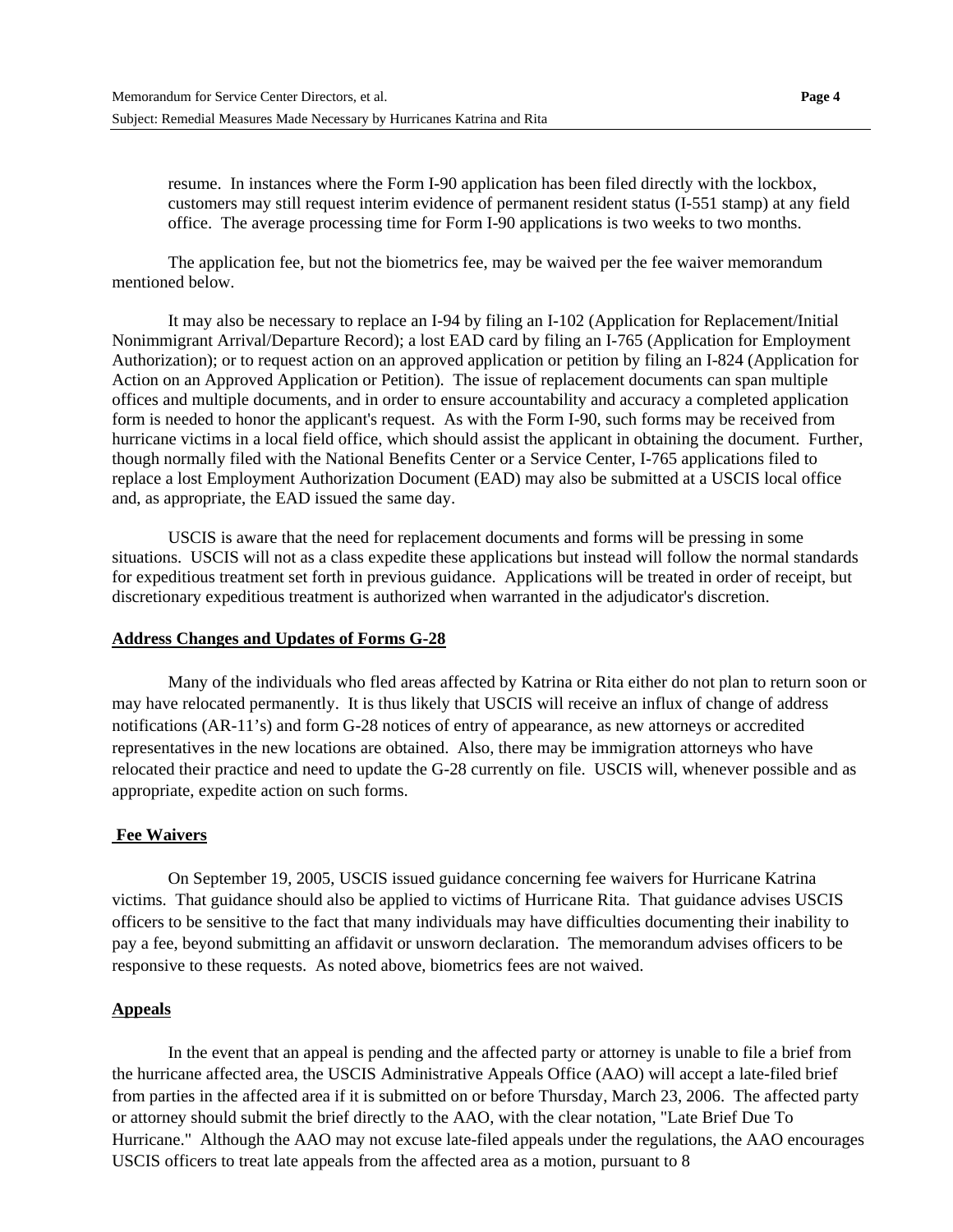resume. In instances where the Form I-90 application has been filed directly with the lockbox, customers may still request interim evidence of permanent resident status (I-551 stamp) at any field office. The average processing time for Form I-90 applications is two weeks to two months.

The application fee, but not the biometrics fee, may be waived per the fee waiver memorandum mentioned below.

It may also be necessary to replace an I-94 by filing an I-102 (Application for Replacement/Initial Nonimmigrant Arrival/Departure Record); a lost EAD card by filing an I-765 (Application for Employment Authorization); or to request action on an approved application or petition by filing an I-824 (Application for Action on an Approved Application or Petition). The issue of replacement documents can span multiple offices and multiple documents, and in order to ensure accountability and accuracy a completed application form is needed to honor the applicant's request. As with the Form I-90, such forms may be received from hurricane victims in a local field office, which should assist the applicant in obtaining the document. Further, though normally filed with the National Benefits Center or a Service Center, I-765 applications filed to replace a lost Employment Authorization Document (EAD) may also be submitted at a USCIS local office and, as appropriate, the EAD issued the same day.

USCIS is aware that the need for replacement documents and forms will be pressing in some situations. USCIS will not as a class expedite these applications but instead will follow the normal standards for expeditious treatment set forth in previous guidance. Applications will be treated in order of receipt, but discretionary expeditious treatment is authorized when warranted in the adjudicator's discretion.

**Address Changes and Updates of Forms G-28**

Many of the individuals who fled areas affected by Katrina or Rita either do not plan to return soon or may have relocated permanently. It is thus likely that USCIS will receive an influx of change of address notifications (AR-11's) and form G-28 notices of entry of appearance, as new attorneys or accredited representatives in the new locations are obtained. Also, there may be immigration attorneys who have relocated their practice and need to update the G-28 currently on file. USCIS will, whenever possible and as appropriate, expedite action on such forms.

**Fee Waivers**

On September 19, 2005, USCIS issued guidance concerning fee waivers for Hurricane Katrina victims. That guidance should also be applied to victims of Hurricane Rita. That guidance advises USCIS officers to be sensitive to the fact that many individuals may have difficulties documenting their inability to pay a fee, beyond submitting an affidavit or unsworn declaration. The memorandum advises officers to be responsive to these requests. As noted above, biometrics fees are not waived.

**Appeals**

In the event that an appeal is pending and the affected party or attorney is unable to file a brief from the hurricane affected area, the USCIS Administrative Appeals Office (AAO) will accept a late-filed brief from parties in the affected area if it is submitted on or before Thursday, March 23, 2006. The affected party or attorney should submit the brief directly to the AAO, with the clear notation, "Late Brief Due To Hurricane." Although the AAO may not excuse late-filed appeals under the regulations, the AAO encourages USCIS officers to treat late appeals from the affected area as a motion, pursuant to 8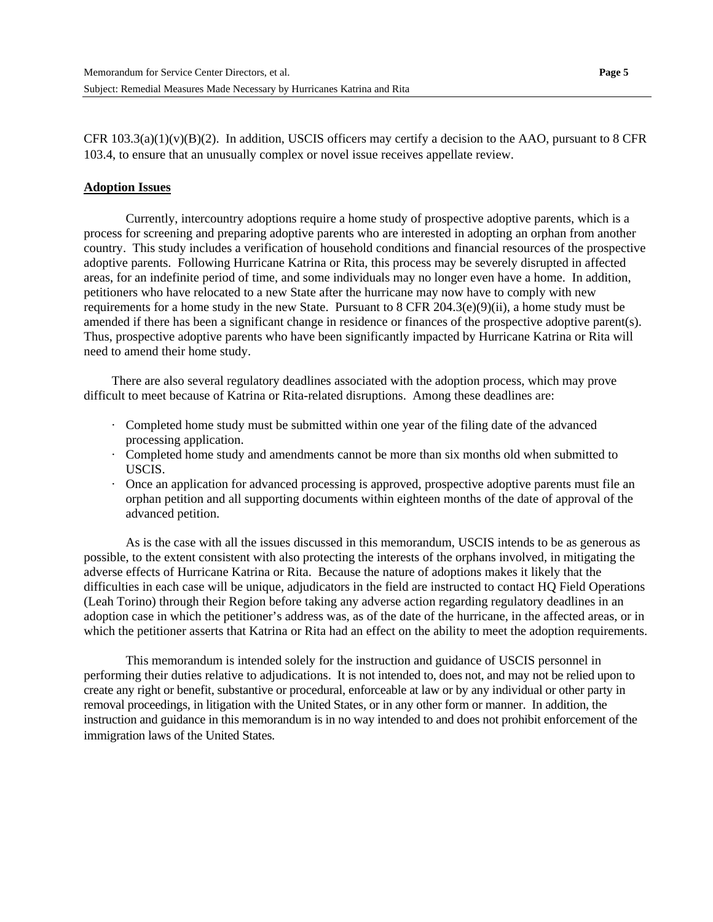CFR 103.3(a)(1)(v)(B)(2). In addition, USCIS officers may certify a decision to the AAO, pursuant to 8 CFR 103.4, to ensure that an unusually complex or novel issue receives appellate review.

**Adoption Issues**

Currently, intercountry adoptions require a home study of prospective adoptive parents, which is a process for screening and preparing adoptive parents who are interested in adopting an orphan from another country. This study includes a verification of household conditions and financial resources of the prospective adoptive parents. Following Hurricane Katrina or Rita, this process may be severely disrupted in affected areas, for an indefinite period of time, and some individuals may no longer even have a home. In addition, petitioners who have relocated to a new State after the hurricane may now have to comply with new requirements for a home study in the new State. Pursuant to 8 CFR 204.3(e)(9)(ii), a home study must be amended if there has been a significant change in residence or finances of the prospective adoptive parent(s). Thus, prospective adoptive parents who have been significantly impacted by Hurricane Katrina or Rita will need to amend their home study.

There are also several regulatory deadlines associated with the adoption process, which may prove difficult to meet because of Katrina or Rita-related disruptions. Among these deadlines are:

- Completed home study must be submitted within one year of the filing date of the advanced processing application.
- Completed home study and amendments cannot be more than six months old when submitted to USCIS.
- Once an application for advanced processing is approved, prospective adoptive parents must file an orphan petition and all supporting documents within eighteen months of the date of approval of the advanced petition.

As is the case with all the issues discussed in this memorandum, USCIS intends to be as generous as possible, to the extent consistent with also protecting the interests of the orphans involved, in mitigating the adverse effects of Hurricane Katrina or Rita. Because the nature of adoptions makes it likely that the difficulties in each case will be unique, adjudicators in the field are instructed to contact HQ Field Operations (Leah Torino) through their Region before taking any adverse action regarding regulatory deadlines in an adoption case in which the petitioner's address was, as of the date of the hurricane, in the affected areas, or in which the petitioner asserts that Katrina or Rita had an effect on the ability to meet the adoption requirements.

This memorandum is intended solely for the instruction and guidance of USCIS personnel in performing their duties relative to adjudications. It is not intended to, does not, and may not be relied upon to create any right or benefit, substantive or procedural, enforceable at law or by any individual or other party in removal proceedings, in litigation with the United States, or in any other form or manner. In addition, the instruction and guidance in this memorandum is in no way intended to and does not prohibit enforcement of the immigration laws of the United States.